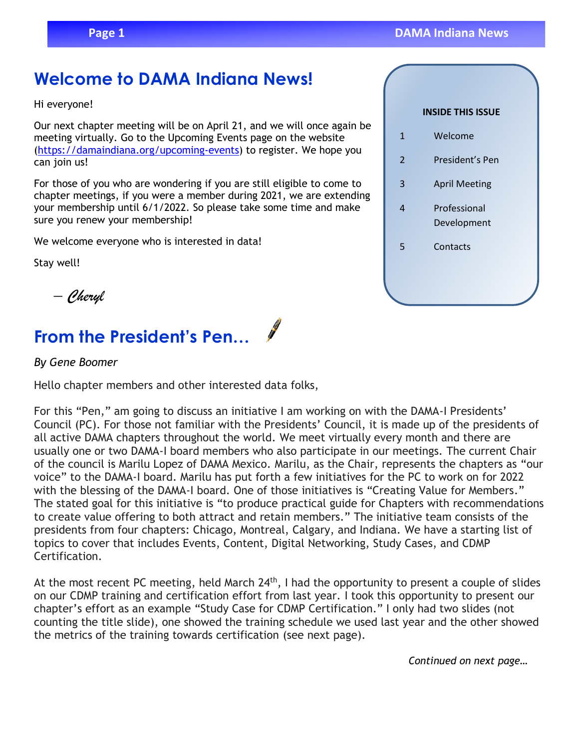# Welcome to DAMA Indiana News!

Hi everyone!

Our next chapter meeting will be on April 21, and we will once again be meeting virtually. Go to the Upcoming Events page on the website (https://damaindiana.org/upcoming-events) to register. We hope you can join us!

For those of you who are wondering if you are still eligible to come to chapter meetings, if you were a member during 2021, we are extending your membership until 6/1/2022. So please take some time and make sure you renew your membership!

We welcome everyone who is interested in data!

Stay well!

— *Cheryl*

**INSIDE THIS ISSUE**

| | |
|---|---|
| 1 | Welcome |
| 2 | President's Pen |
| 3 | April Meeting |
| 4 | Professional Development |
| 5 | Contacts |

# From the President's Pen…

*By Gene Boomer*

Hello chapter members and other interested data folks,

For this "Pen," am going to discuss an initiative I am working on with the DAMA-I Presidents' Council (PC). For those not familiar with the Presidents' Council, it is made up of the presidents of all active DAMA chapters throughout the world. We meet virtually every month and there are usually one or two DAMA-I board members who also participate in our meetings. The current Chair of the council is Marilu Lopez of DAMA Mexico. Marilu, as the Chair, represents the chapters as "our voice" to the DAMA-I board. Marilu has put forth a few initiatives for the PC to work on for 2022 with the blessing of the DAMA-I board. One of those initiatives is "Creating Value for Members." The stated goal for this initiative is "to produce practical guide for Chapters with recommendations to create value offering to both attract and retain members." The initiative team consists of the presidents from four chapters: Chicago, Montreal, Calgary, and Indiana. We have a starting list of topics to cover that includes Events, Content, Digital Networking, Study Cases, and CDMP Certification.

At the most recent PC meeting, held March 24th, I had the opportunity to present a couple of slides on our CDMP training and certification effort from last year. I took this opportunity to present our chapter's effort as an example "Study Case for CDMP Certification." I only had two slides (not counting the title slide), one showed the training schedule we used last year and the other showed the metrics of the training towards certification (see next page).

*Continued on next page…*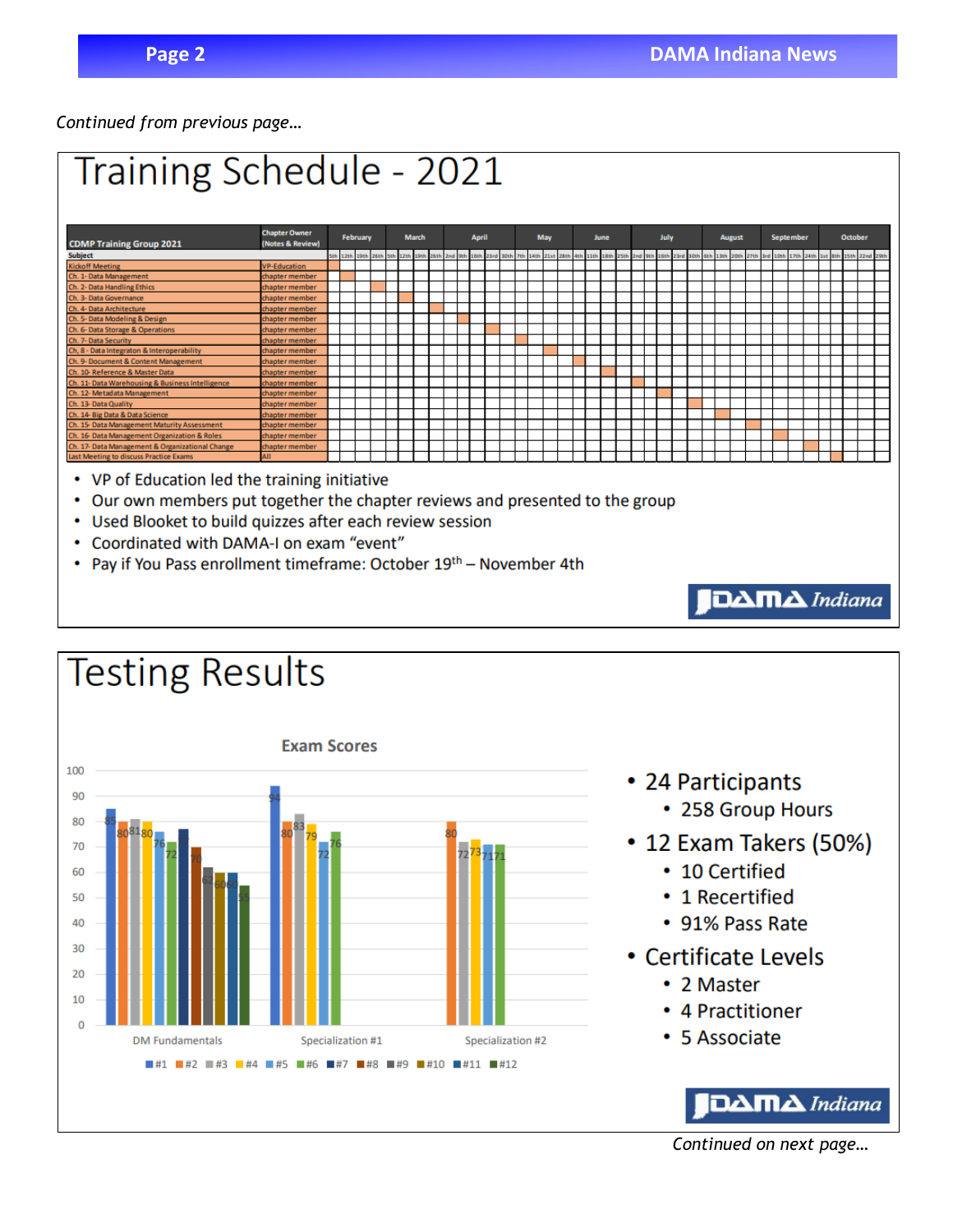*Continued from previous page…*

# Training Schedule - 2021

| CDMP Training Group 2021 Subject | Chapter Owner (Notes & Review) |
|---|---|
| Kickoff Meeting | VP-Education |
| Ch. 1- Data Management | chapter member |
| Ch. 2- Data Handling Ethics | chapter member |
| Ch. 3- Data Governance | chapter member |
| Ch. 4- Data Architecture | chapter member |
| Ch. 5- Data Modeling & Design | chapter member |
| Ch. 6- Data Storage & Operations | chapter member |
| Ch. 7- Data Security | chapter member |
| Ch. 8 - Data Integraton & Interoperability | chapter member |
| Ch. 9- Document & Content Management | chapter member |
| Ch. 10- Reference & Master Data | chapter member |
| Ch. 11- Data Warehousing & Business Intelligence | chapter member |
| Ch. 12- Metadata Management | chapter member |
| Ch. 13- Data Quality | chapter member |
| Ch. 14- Big Data & Data Science | chapter member |
| Ch. 15- Data Management Maturity Assessment | chapter member |
| Ch. 16- Data Management Organization & Roles | chapter member |
| Ch. 17- Data Management & Organizational Change | chapter member |
| Last Meeting to discuss Practice Exams | All |

- VP of Education led the training initiative
- Our own members put together the chapter reviews and presented to the group
- Used Blooket to build quizzes after each review session
- Coordinated with DAMA-I on exam "event"
- Pay if You Pass enrollment timeframe: October 19th – November 4th

# Testing Results

**Exam Scores**

| Exam | #1 | #2 | #3 | #4 | #5 | #6 | #7 | #8 | #9 | #10 | #11 | #12 |
|---|---|---|---|---|---|---|---|---|---|---|---|---|
| DM Fundamentals | 85 | 80 | 81 | 80 | 76 | 72 | 77 | 70 | 62 | 60 | 60 | 55 |
| Specialization #1 | 94 | 80 | 83 | 79 | 72 | 76 | | | | | | |
| Specialization #2 | | 80 | 72 | 73 | 71 | 71 | | | | | | |

- 24 Participants
  - 258 Group Hours
- 12 Exam Takers (50%)
  - 10 Certified
  - 1 Recertified
  - 91% Pass Rate
- Certificate Levels
  - 2 Master
  - 4 Practitioner
  - 5 Associate

*Continued on next page…*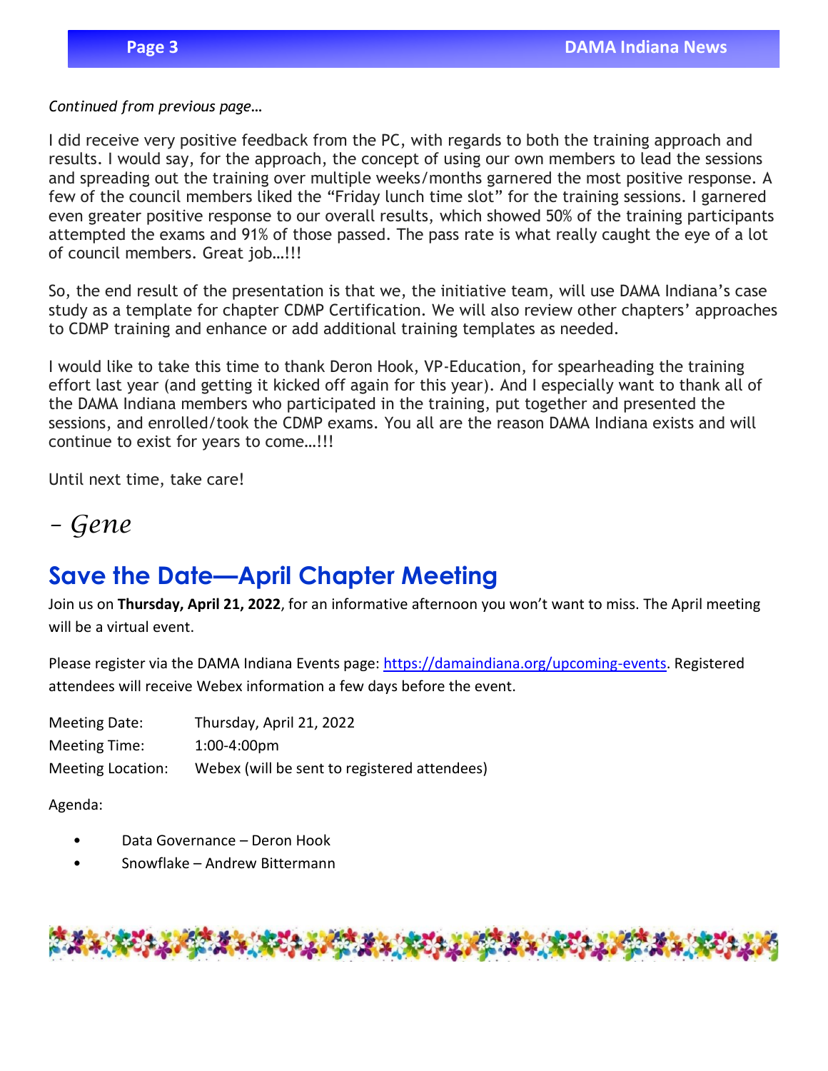*Continued from previous page…*

I did receive very positive feedback from the PC, with regards to both the training approach and results. I would say, for the approach, the concept of using our own members to lead the sessions and spreading out the training over multiple weeks/months garnered the most positive response. A few of the council members liked the "Friday lunch time slot" for the training sessions. I garnered even greater positive response to our overall results, which showed 50% of the training participants attempted the exams and 91% of those passed. The pass rate is what really caught the eye of a lot of council members. Great job…!!!

So, the end result of the presentation is that we, the initiative team, will use DAMA Indiana's case study as a template for chapter CDMP Certification. We will also review other chapters' approaches to CDMP training and enhance or add additional training templates as needed.

I would like to take this time to thank Deron Hook, VP-Education, for spearheading the training effort last year (and getting it kicked off again for this year). And I especially want to thank all of the DAMA Indiana members who participated in the training, put together and presented the sessions, and enrolled/took the CDMP exams. You all are the reason DAMA Indiana exists and will continue to exist for years to come…!!!

Until next time, take care!

*– Gene*

## Save the Date—April Chapter Meeting

Join us on **Thursday, April 21, 2022**, for an informative afternoon you won't want to miss. The April meeting will be a virtual event.

Please register via the DAMA Indiana Events page: https://damaindiana.org/upcoming-events. Registered attendees will receive Webex information a few days before the event.

Meeting Date: Thursday, April 21, 2022
Meeting Time: 1:00-4:00pm
Meeting Location: Webex (will be sent to registered attendees)

Agenda:

- Data Governance – Deron Hook
- Snowflake – Andrew Bittermann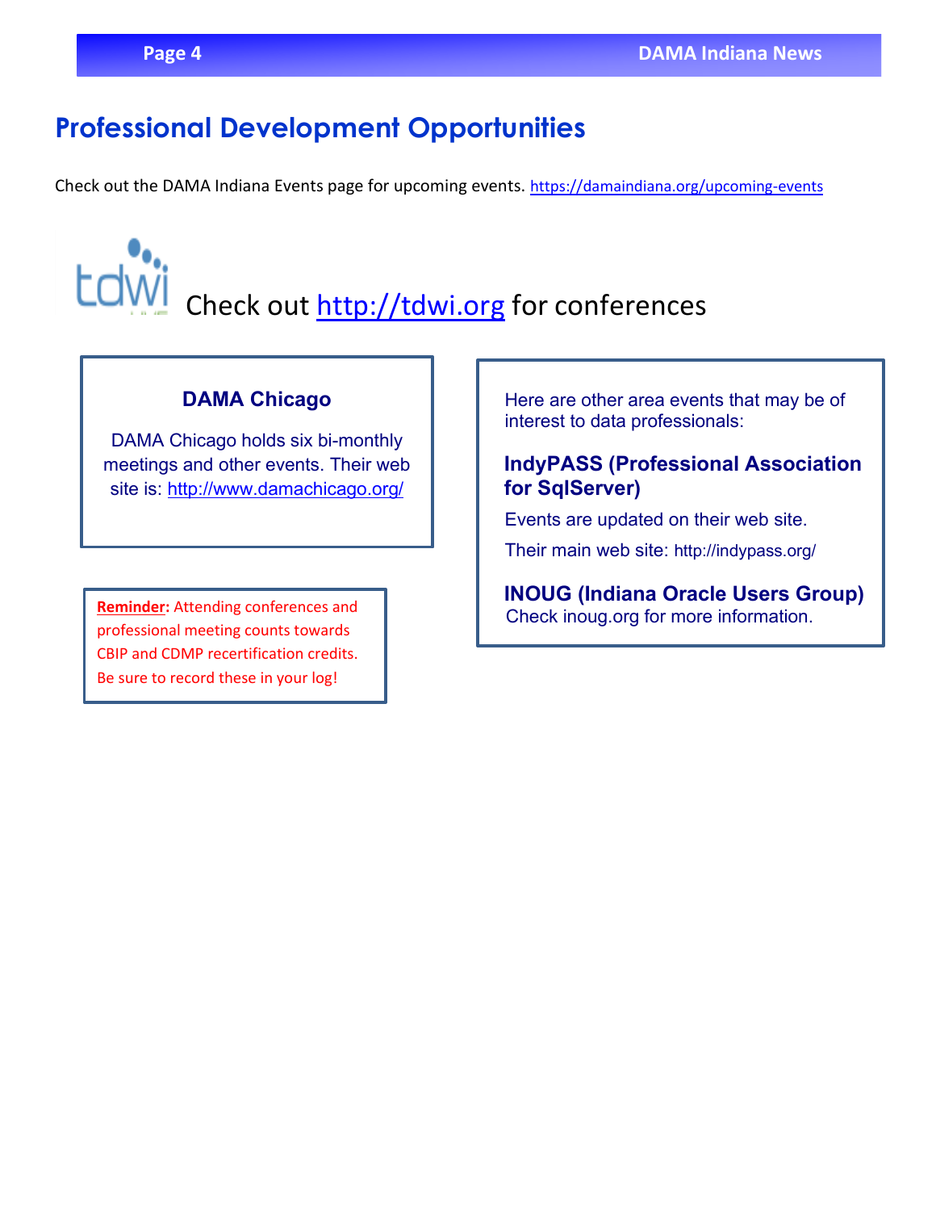# Professional Development Opportunities

Check out the DAMA Indiana Events page for upcoming events. https://damaindiana.org/upcoming-events

tdwi Check out http://tdwi.org for conferences

### DAMA Chicago

DAMA Chicago holds six bi-monthly meetings and other events. Their web site is: http://www.damachicago.org/

**Reminder:** Attending conferences and professional meeting counts towards CBIP and CDMP recertification credits. Be sure to record these in your log!

Here are other area events that may be of interest to data professionals:

### IndyPASS (Professional Association for SqlServer)

Events are updated on their web site.

Their main web site: http://indypass.org/

### INOUG (Indiana Oracle Users Group)

Check inoug.org for more information.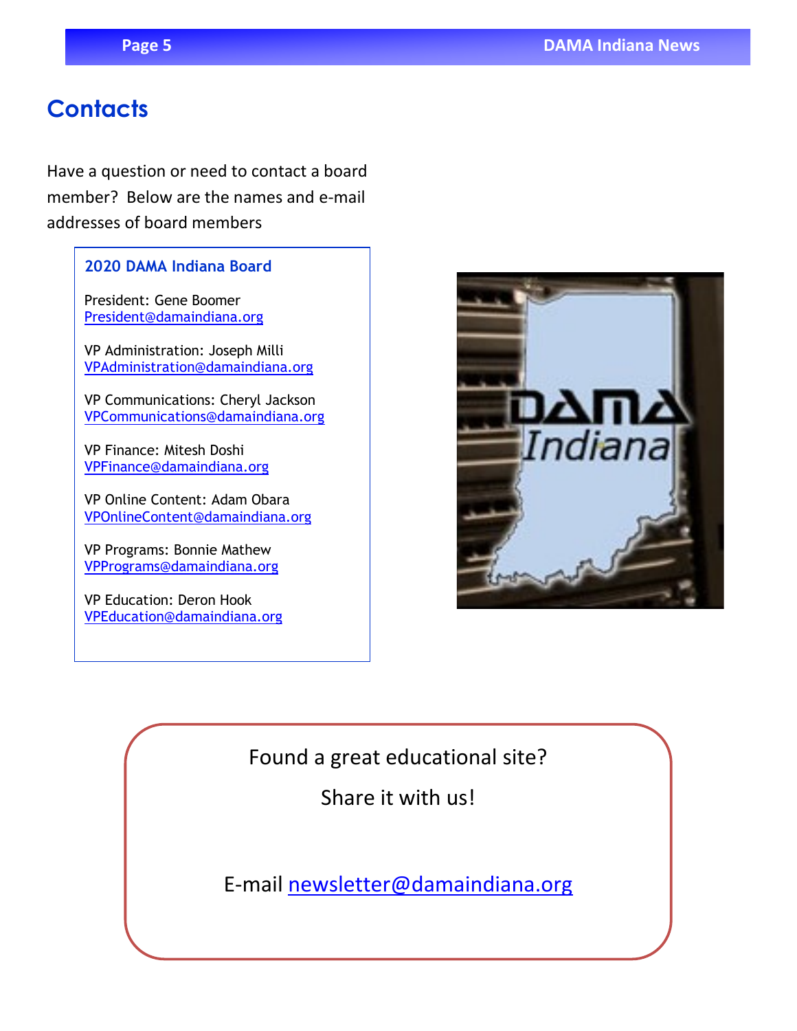# Contacts

Have a question or need to contact a board member? Below are the names and e-mail addresses of board members

### 2020 DAMA Indiana Board

President: Gene Boomer
President@damaindiana.org

VP Administration: Joseph Milli
VPAdministration@damaindiana.org

VP Communications: Cheryl Jackson
VPCommunications@damaindiana.org

VP Finance: Mitesh Doshi
VPFinance@damaindiana.org

VP Online Content: Adam Obara
VPOnlineContent@damaindiana.org

VP Programs: Bonnie Mathew
VPPrograms@damaindiana.org

VP Education: Deron Hook
VPEducation@damaindiana.org

Found a great educational site?

Share it with us!

E-mail newsletter@damaindiana.org